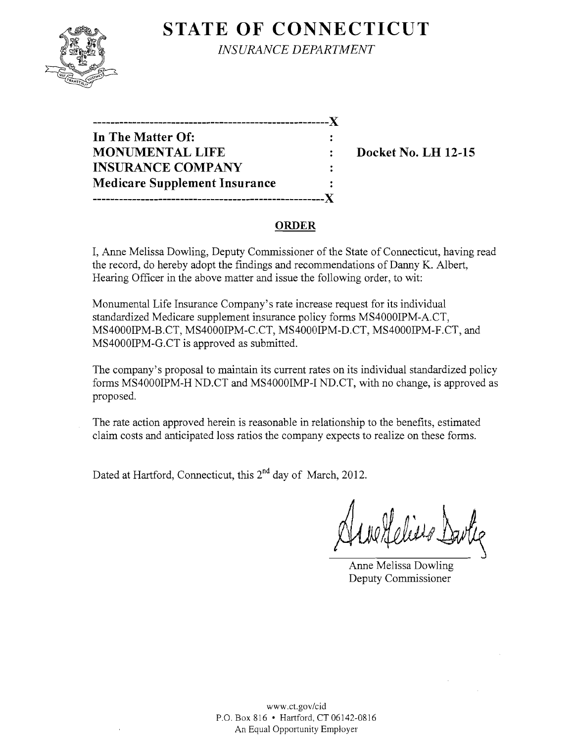# STATE OF CONNECTICUT

*INSURANCE DEPARTMENT*

| | | |
|---|---|---|
| **In The Matter Of:** | : | |
| **MONUMENTAL LIFE** | : | **Docket No. LH 12-15** |
| **INSURANCE COMPANY** | : | |
| **Medicare Supplement Insurance** | : | |

## ORDER

I, Anne Melissa Dowling, Deputy Commissioner of the State of Connecticut, having read the record, do hereby adopt the findings and recommendations of Danny K. Albert, Hearing Officer in the above matter and issue the following order, to wit:

Monumental Life Insurance Company's rate increase request for its individual standardized Medicare supplement insurance policy forms MS4000IPM-A.CT, MS4000IPM-B.CT, MS4000IPM-C.CT, MS4000IPM-D.CT, MS4000IPM-F.CT, and MS4000IPM-G.CT is approved as submitted.

The company's proposal to maintain its current rates on its individual standardized policy forms MS4000IPM-H ND.CT and MS4000IMP-I ND.CT, with no change, is approved as proposed.

The rate action approved herein is reasonable in relationship to the benefits, estimated claim costs and anticipated loss ratios the company expects to realize on these forms.

Dated at Hartford, Connecticut, this 2nd day of March, 2012.

Anne Melissa Dowling
Deputy Commissioner

www.ct.gov/cid
P.O. Box 816 • Hartford, CT 06142-0816
An Equal Opportunity Employer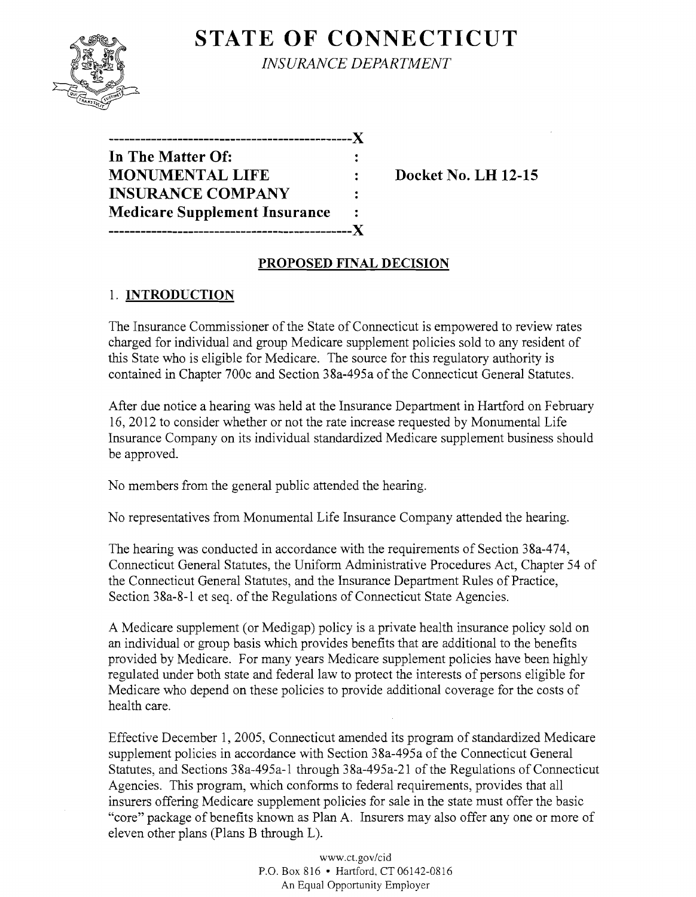# STATE OF CONNECTICUT

*INSURANCE DEPARTMENT*

```
----------------------------------------------X
In The Matter Of:                             :
MONUMENTAL LIFE                               :
INSURANCE COMPANY                             :
Medicare Supplement Insurance                 :
----------------------------------------------X
```

**Docket No. LH 12-15**

## PROPOSED FINAL DECISION

### 1. INTRODUCTION

The Insurance Commissioner of the State of Connecticut is empowered to review rates charged for individual and group Medicare supplement policies sold to any resident of this State who is eligible for Medicare. The source for this regulatory authority is contained in Chapter 700c and Section 38a-495a of the Connecticut General Statutes.

After due notice a hearing was held at the Insurance Department in Hartford on February 16, 2012 to consider whether or not the rate increase requested by Monumental Life Insurance Company on its individual standardized Medicare supplement business should be approved.

No members from the general public attended the hearing.

No representatives from Monumental Life Insurance Company attended the hearing.

The hearing was conducted in accordance with the requirements of Section 38a-474, Connecticut General Statutes, the Uniform Administrative Procedures Act, Chapter 54 of the Connecticut General Statutes, and the Insurance Department Rules of Practice, Section 38a-8-1 et seq. of the Regulations of Connecticut State Agencies.

A Medicare supplement (or Medigap) policy is a private health insurance policy sold on an individual or group basis which provides benefits that are additional to the benefits provided by Medicare. For many years Medicare supplement policies have been highly regulated under both state and federal law to protect the interests of persons eligible for Medicare who depend on these policies to provide additional coverage for the costs of health care.

Effective December 1, 2005, Connecticut amended its program of standardized Medicare supplement policies in accordance with Section 38a-495a of the Connecticut General Statutes, and Sections 38a-495a-1 through 38a-495a-21 of the Regulations of Connecticut Agencies. This program, which conforms to federal requirements, provides that all insurers offering Medicare supplement policies for sale in the state must offer the basic "core" package of benefits known as Plan A. Insurers may also offer any one or more of eleven other plans (Plans B through L).

www.ct.gov/cid
P.O. Box 816 • Hartford, CT 06142-0816
An Equal Opportunity Employer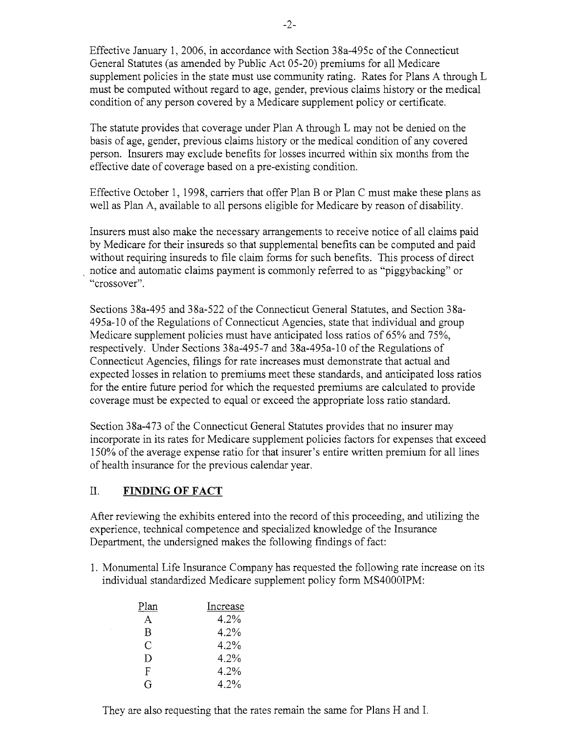Effective January 1, 2006, in accordance with Section 38a-495c of the Connecticut General Statutes (as amended by Public Act 05-20) premiums for all Medicare supplement policies in the state must use community rating. Rates for Plans A through L must be computed without regard to age, gender, previous claims history or the medical condition of any person covered by a Medicare supplement policy or certificate.

The statute provides that coverage under Plan A through L may not be denied on the basis of age, gender, previous claims history or the medical condition of any covered person. Insurers may exclude benefits for losses incurred within six months from the effective date of coverage based on a pre-existing condition.

Effective October 1, 1998, carriers that offer Plan B or Plan C must make these plans as well as Plan A, available to all persons eligible for Medicare by reason of disability.

Insurers must also make the necessary arrangements to receive notice of all claims paid by Medicare for their insureds so that supplemental benefits can be computed and paid without requiring insureds to file claim forms for such benefits. This process of direct notice and automatic claims payment is commonly referred to as "piggybacking" or "crossover".

Sections 38a-495 and 38a-522 of the Connecticut General Statutes, and Section 38a-495a-10 of the Regulations of Connecticut Agencies, state that individual and group Medicare supplement policies must have anticipated loss ratios of 65% and 75%, respectively. Under Sections 38a-495-7 and 38a-495a-10 of the Regulations of Connecticut Agencies, filings for rate increases must demonstrate that actual and expected losses in relation to premiums meet these standards, and anticipated loss ratios for the entire future period for which the requested premiums are calculated to provide coverage must be expected to equal or exceed the appropriate loss ratio standard.

Section 38a-473 of the Connecticut General Statutes provides that no insurer may incorporate in its rates for Medicare supplement policies factors for expenses that exceed 150% of the average expense ratio for that insurer's entire written premium for all lines of health insurance for the previous calendar year.

## II. FINDING OF FACT

After reviewing the exhibits entered into the record of this proceeding, and utilizing the experience, technical competence and specialized knowledge of the Insurance Department, the undersigned makes the following findings of fact:

1. Monumental Life Insurance Company has requested the following rate increase on its individual standardized Medicare supplement policy form MS4000IPM:

| Plan | Increase |
|---|---|
| A | 4.2% |
| B | 4.2% |
| C | 4.2% |
| D | 4.2% |
| F | 4.2% |
| G | 4.2% |

They are also requesting that the rates remain the same for Plans H and I.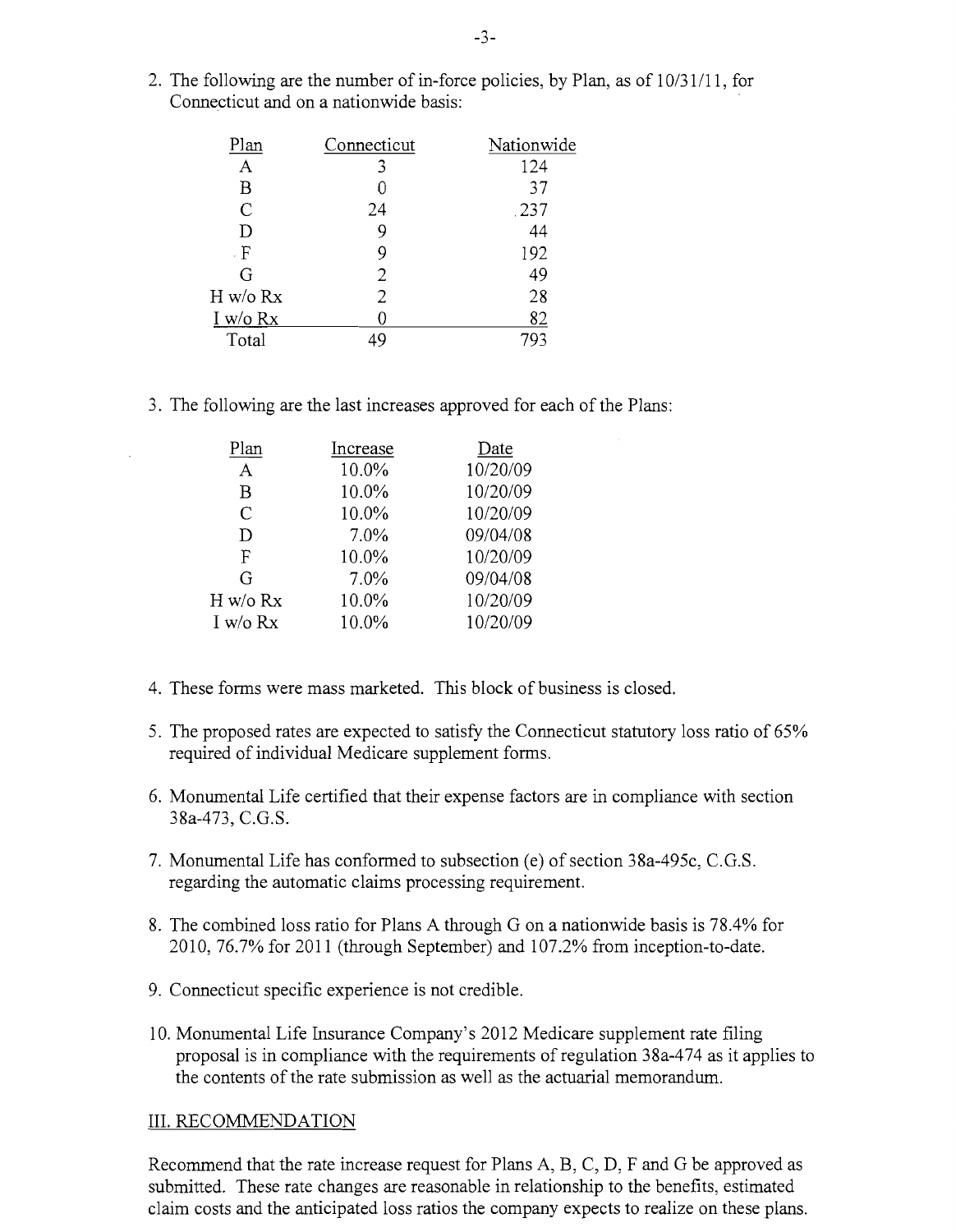2. The following are the number of in-force policies, by Plan, as of 10/31/11, for Connecticut and on a nationwide basis:

| Plan | Connecticut | Nationwide |
|---|---|---|
| A | 3 | 124 |
| B | 0 | 37 |
| C | 24 | 237 |
| D | 9 | 44 |
| F | 9 | 192 |
| G | 2 | 49 |
| H w/o Rx | 2 | 28 |
| I w/o Rx | 0 | 82 |
| Total | 49 | 793 |

3. The following are the last increases approved for each of the Plans:

| Plan | Increase | Date |
|---|---|---|
| A | 10.0% | 10/20/09 |
| B | 10.0% | 10/20/09 |
| C | 10.0% | 10/20/09 |
| D | 7.0% | 09/04/08 |
| F | 10.0% | 10/20/09 |
| G | 7.0% | 09/04/08 |
| H w/o Rx | 10.0% | 10/20/09 |
| I w/o Rx | 10.0% | 10/20/09 |

4. These forms were mass marketed. This block of business is closed.

5. The proposed rates are expected to satisfy the Connecticut statutory loss ratio of 65% required of individual Medicare supplement forms.

6. Monumental Life certified that their expense factors are in compliance with section 38a-473, C.G.S.

7. Monumental Life has conformed to subsection (e) of section 38a-495c, C.G.S. regarding the automatic claims processing requirement.

8. The combined loss ratio for Plans A through G on a nationwide basis is 78.4% for 2010, 76.7% for 2011 (through September) and 107.2% from inception-to-date.

9. Connecticut specific experience is not credible.

10. Monumental Life Insurance Company's 2012 Medicare supplement rate filing proposal is in compliance with the requirements of regulation 38a-474 as it applies to the contents of the rate submission as well as the actuarial memorandum.

## III. RECOMMENDATION

Recommend that the rate increase request for Plans A, B, C, D, F and G be approved as submitted. These rate changes are reasonable in relationship to the benefits, estimated claim costs and the anticipated loss ratios the company expects to realize on these plans.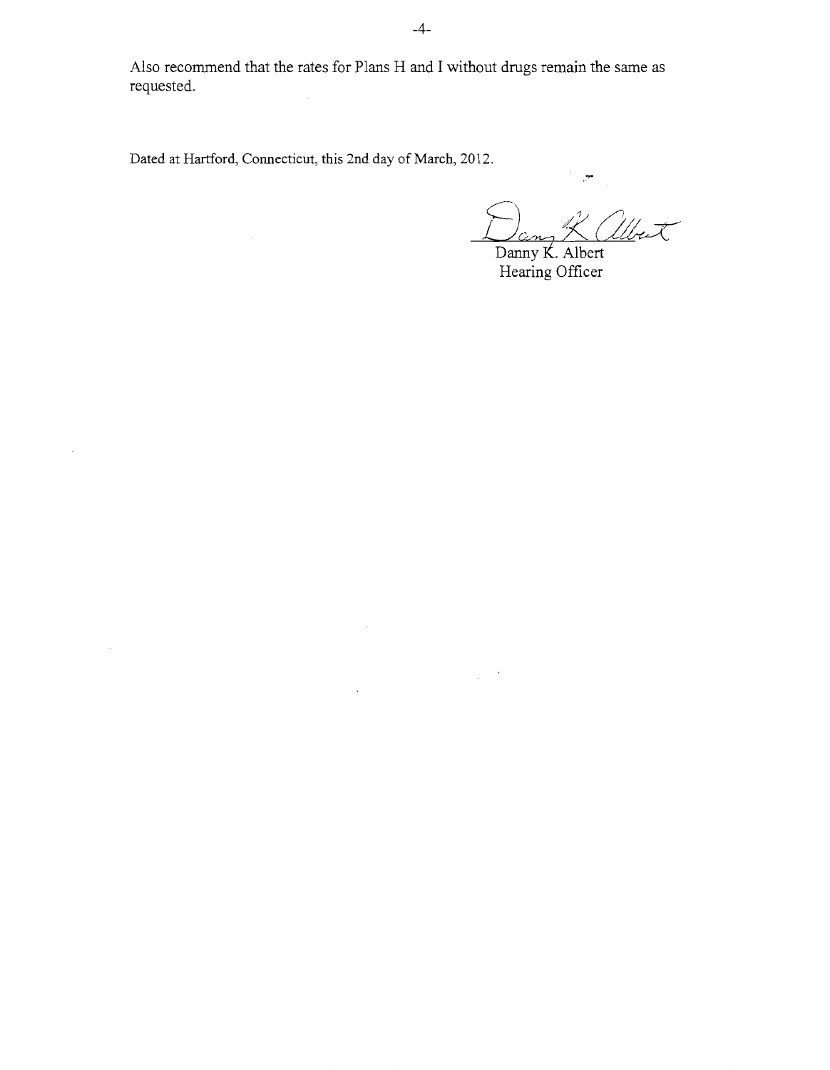Also recommend that the rates for Plans H and I without drugs remain the same as requested.

Dated at Hartford, Connecticut, this 2nd day of March, 2012.

Danny K. Albert
Hearing Officer